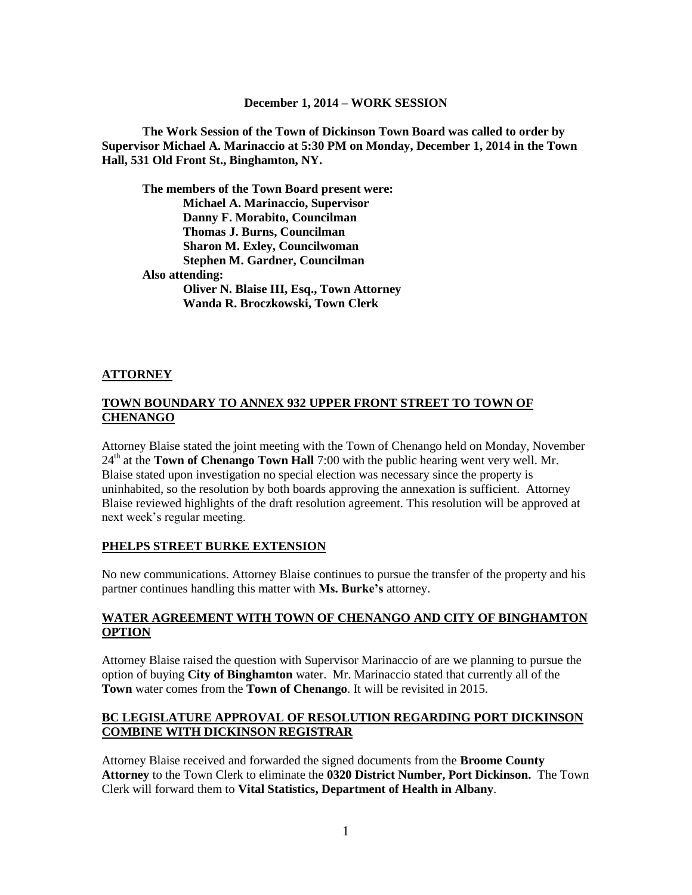**December 1, 2014 – WORK SESSION**

**The Work Session of the Town of Dickinson Town Board was called to order by Supervisor Michael A. Marinaccio at 5:30 PM on Monday, December 1, 2014 in the Town Hall, 531 Old Front St., Binghamton, NY.**

**The members of the Town Board present were:**
**Michael A. Marinaccio, Supervisor**
**Danny F. Morabito, Councilman**
**Thomas J. Burns, Councilman**
**Sharon M. Exley, Councilwoman**
**Stephen M. Gardner, Councilman**
**Also attending:**
**Oliver N. Blaise III, Esq., Town Attorney**
**Wanda R. Broczkowski, Town Clerk**

## ATTORNEY

### TOWN BOUNDARY TO ANNEX 932 UPPER FRONT STREET TO TOWN OF CHENANGO

Attorney Blaise stated the joint meeting with the Town of Chenango held on Monday, November 24th at the **Town of Chenango Town Hall** 7:00 with the public hearing went very well. Mr. Blaise stated upon investigation no special election was necessary since the property is uninhabited, so the resolution by both boards approving the annexation is sufficient. Attorney Blaise reviewed highlights of the draft resolution agreement. This resolution will be approved at next week's regular meeting.

### PHELPS STREET BURKE EXTENSION

No new communications. Attorney Blaise continues to pursue the transfer of the property and his partner continues handling this matter with **Ms. Burke's** attorney.

### WATER AGREEMENT WITH TOWN OF CHENANGO AND CITY OF BINGHAMTON OPTION

Attorney Blaise raised the question with Supervisor Marinaccio of are we planning to pursue the option of buying **City of Binghamton** water. Mr. Marinaccio stated that currently all of the **Town** water comes from the **Town of Chenango**. It will be revisited in 2015.

### BC LEGISLATURE APPROVAL OF RESOLUTION REGARDING PORT DICKINSON COMBINE WITH DICKINSON REGISTRAR

Attorney Blaise received and forwarded the signed documents from the **Broome County Attorney** to the Town Clerk to eliminate the **0320 District Number, Port Dickinson.** The Town Clerk will forward them to **Vital Statistics, Department of Health in Albany**.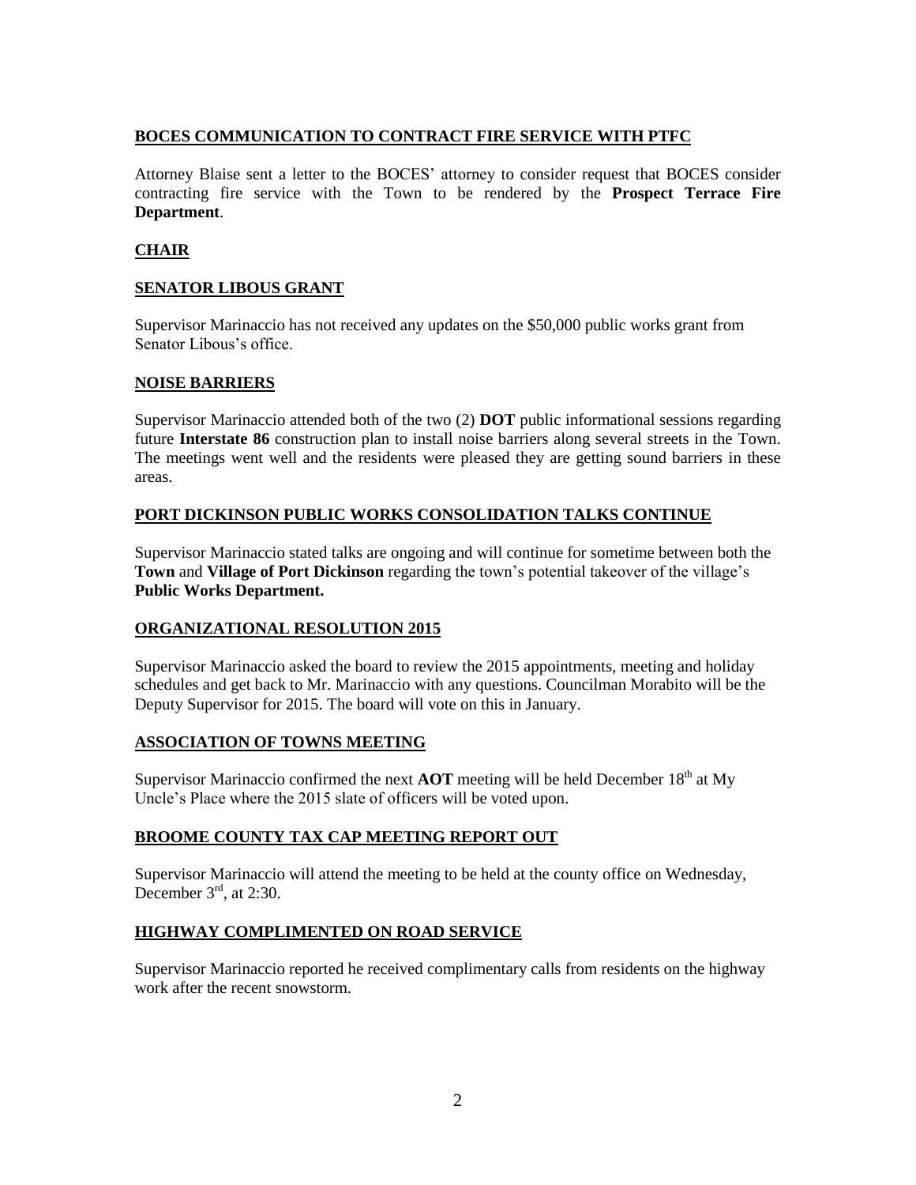## BOCES COMMUNICATION TO CONTRACT FIRE SERVICE WITH PTFC

Attorney Blaise sent a letter to the BOCES' attorney to consider request that BOCES consider contracting fire service with the Town to be rendered by the **Prospect Terrace Fire Department**.

## CHAIR

### SENATOR LIBOUS GRANT

Supervisor Marinaccio has not received any updates on the $50,000 public works grant from Senator Libous's office.

### NOISE BARRIERS

Supervisor Marinaccio attended both of the two (2) **DOT** public informational sessions regarding future **Interstate 86** construction plan to install noise barriers along several streets in the Town. The meetings went well and the residents were pleased they are getting sound barriers in these areas.

### PORT DICKINSON PUBLIC WORKS CONSOLIDATION TALKS CONTINUE

Supervisor Marinaccio stated talks are ongoing and will continue for sometime between both the **Town** and **Village of Port Dickinson** regarding the town's potential takeover of the village's **Public Works Department.**

### ORGANIZATIONAL RESOLUTION 2015

Supervisor Marinaccio asked the board to review the 2015 appointments, meeting and holiday schedules and get back to Mr. Marinaccio with any questions. Councilman Morabito will be the Deputy Supervisor for 2015. The board will vote on this in January.

### ASSOCIATION OF TOWNS MEETING

Supervisor Marinaccio confirmed the next **AOT** meeting will be held December 18th at My Uncle's Place where the 2015 slate of officers will be voted upon.

### BROOME COUNTY TAX CAP MEETING REPORT OUT

Supervisor Marinaccio will attend the meeting to be held at the county office on Wednesday, December 3rd, at 2:30.

### HIGHWAY COMPLIMENTED ON ROAD SERVICE

Supervisor Marinaccio reported he received complimentary calls from residents on the highway work after the recent snowstorm.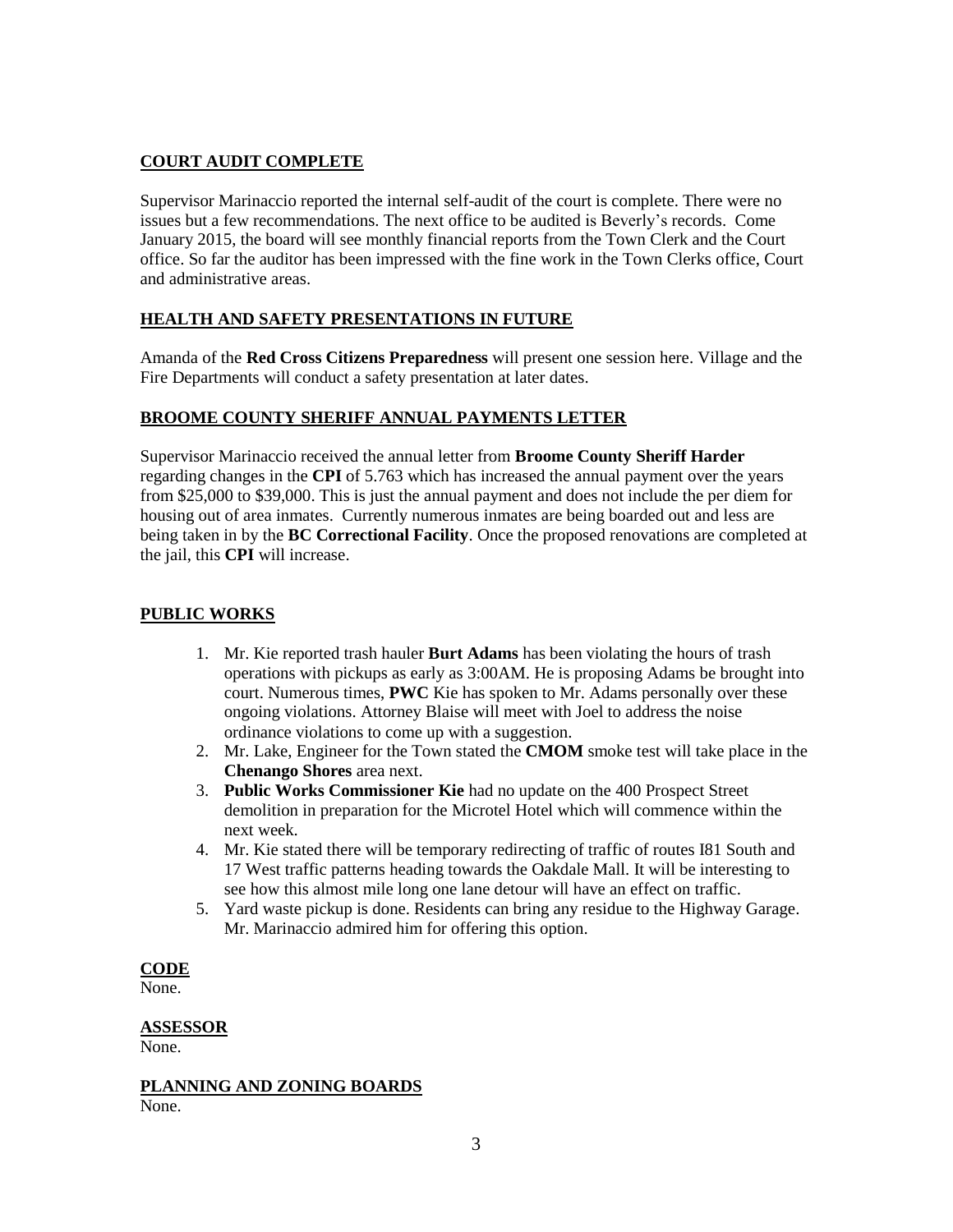## COURT AUDIT COMPLETE

Supervisor Marinaccio reported the internal self-audit of the court is complete. There were no issues but a few recommendations. The next office to be audited is Beverly's records. Come January 2015, the board will see monthly financial reports from the Town Clerk and the Court office. So far the auditor has been impressed with the fine work in the Town Clerks office, Court and administrative areas.

## HEALTH AND SAFETY PRESENTATIONS IN FUTURE

Amanda of the **Red Cross Citizens Preparedness** will present one session here. Village and the Fire Departments will conduct a safety presentation at later dates.

## BROOME COUNTY SHERIFF ANNUAL PAYMENTS LETTER

Supervisor Marinaccio received the annual letter from **Broome County Sheriff Harder** regarding changes in the **CPI** of 5.763 which has increased the annual payment over the years from $25,000 to $39,000. This is just the annual payment and does not include the per diem for housing out of area inmates. Currently numerous inmates are being boarded out and less are being taken in by the **BC Correctional Facility**. Once the proposed renovations are completed at the jail, this **CPI** will increase.

## PUBLIC WORKS

1. Mr. Kie reported trash hauler **Burt Adams** has been violating the hours of trash operations with pickups as early as 3:00AM. He is proposing Adams be brought into court. Numerous times, **PWC** Kie has spoken to Mr. Adams personally over these ongoing violations. Attorney Blaise will meet with Joel to address the noise ordinance violations to come up with a suggestion.
2. Mr. Lake, Engineer for the Town stated the **CMOM** smoke test will take place in the **Chenango Shores** area next.
3. **Public Works Commissioner Kie** had no update on the 400 Prospect Street demolition in preparation for the Microtel Hotel which will commence within the next week.
4. Mr. Kie stated there will be temporary redirecting of traffic of routes I81 South and 17 West traffic patterns heading towards the Oakdale Mall. It will be interesting to see how this almost mile long one lane detour will have an effect on traffic.
5. Yard waste pickup is done. Residents can bring any residue to the Highway Garage. Mr. Marinaccio admired him for offering this option.

## CODE

None.

## ASSESSOR

None.

## PLANNING AND ZONING BOARDS

None.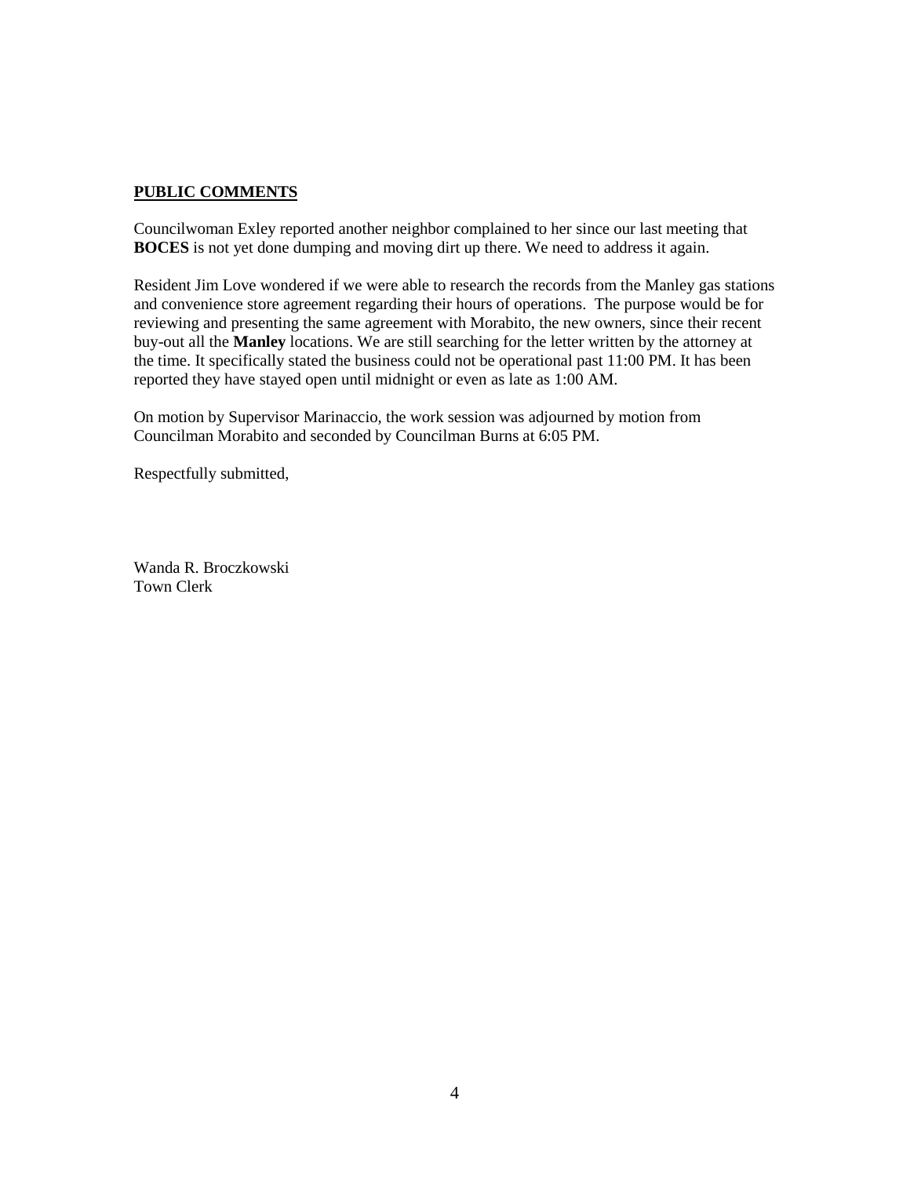## PUBLIC COMMENTS

Councilwoman Exley reported another neighbor complained to her since our last meeting that **BOCES** is not yet done dumping and moving dirt up there. We need to address it again.

Resident Jim Love wondered if we were able to research the records from the Manley gas stations and convenience store agreement regarding their hours of operations. The purpose would be for reviewing and presenting the same agreement with Morabito, the new owners, since their recent buy-out all the **Manley** locations. We are still searching for the letter written by the attorney at the time. It specifically stated the business could not be operational past 11:00 PM. It has been reported they have stayed open until midnight or even as late as 1:00 AM.

On motion by Supervisor Marinaccio, the work session was adjourned by motion from Councilman Morabito and seconded by Councilman Burns at 6:05 PM.

Respectfully submitted,

Wanda R. Broczkowski
Town Clerk